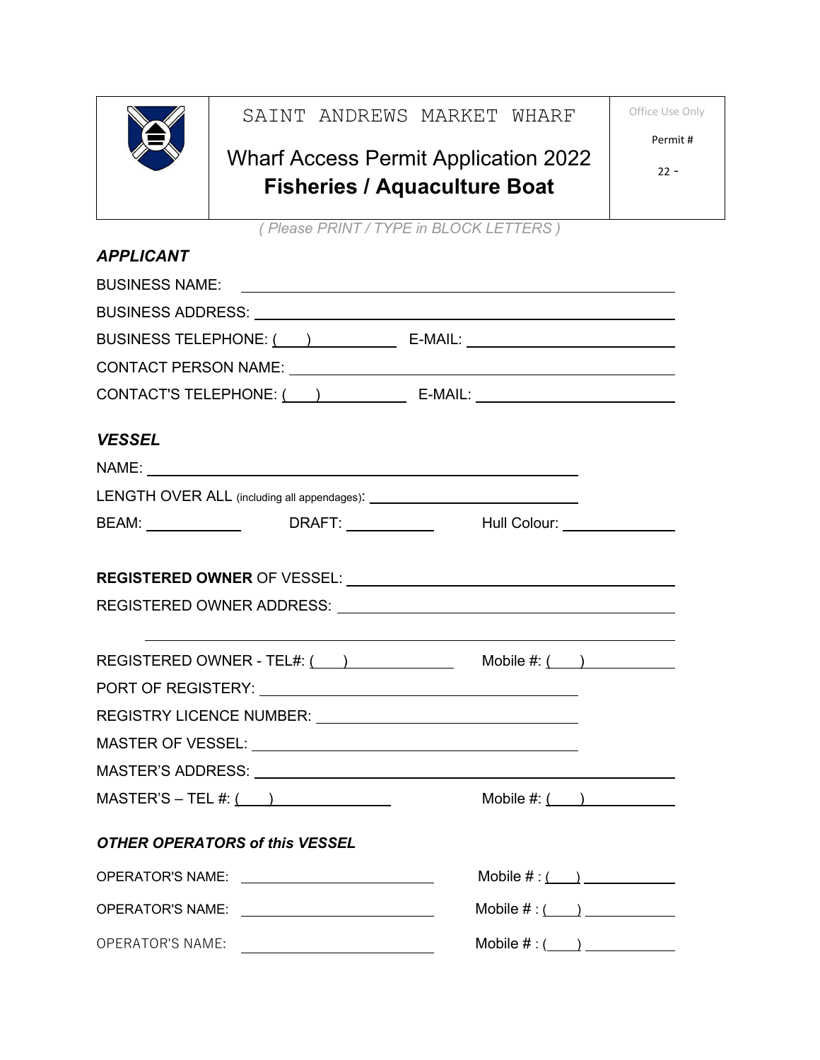SAINT ANDREWS MARKET WHARF

# Wharf Access Permit Application 2022
## Fisheries / Aquaculture Boat

Office Use Only

Permit #

22 -

*( Please PRINT / TYPE in BLOCK LETTERS )*

### *APPLICANT*

BUSINESS NAME: ______________________________

BUSINESS ADDRESS: ______________________________

BUSINESS TELEPHONE: ( ) __________ E-MAIL: ______________________________

CONTACT PERSON NAME: ______________________________

CONTACT'S TELEPHONE: ( ) __________ E-MAIL: ______________________________

### *VESSEL*

NAME: ______________________________

LENGTH OVER ALL (including all appendages): ______________________________

BEAM: __________ DRAFT: __________ Hull Colour: __________

**REGISTERED OWNER** OF VESSEL: ______________________________

REGISTERED OWNER ADDRESS: ______________________________

______________________________

REGISTERED OWNER - TEL#: ( ) __________ Mobile #: ( ) __________

PORT OF REGISTERY: ______________________________

REGISTRY LICENCE NUMBER: ______________________________

MASTER OF VESSEL: ______________________________

MASTER'S ADDRESS: ______________________________

MASTER'S – TEL #: ( ) __________ Mobile #: ( ) __________

### *OTHER OPERATORS of this VESSEL*

OPERATOR'S NAME: ______________________________ Mobile # : ( ) __________

OPERATOR'S NAME: ______________________________ Mobile # : ( ) __________

OPERATOR'S NAME: ______________________________ Mobile # : ( ) __________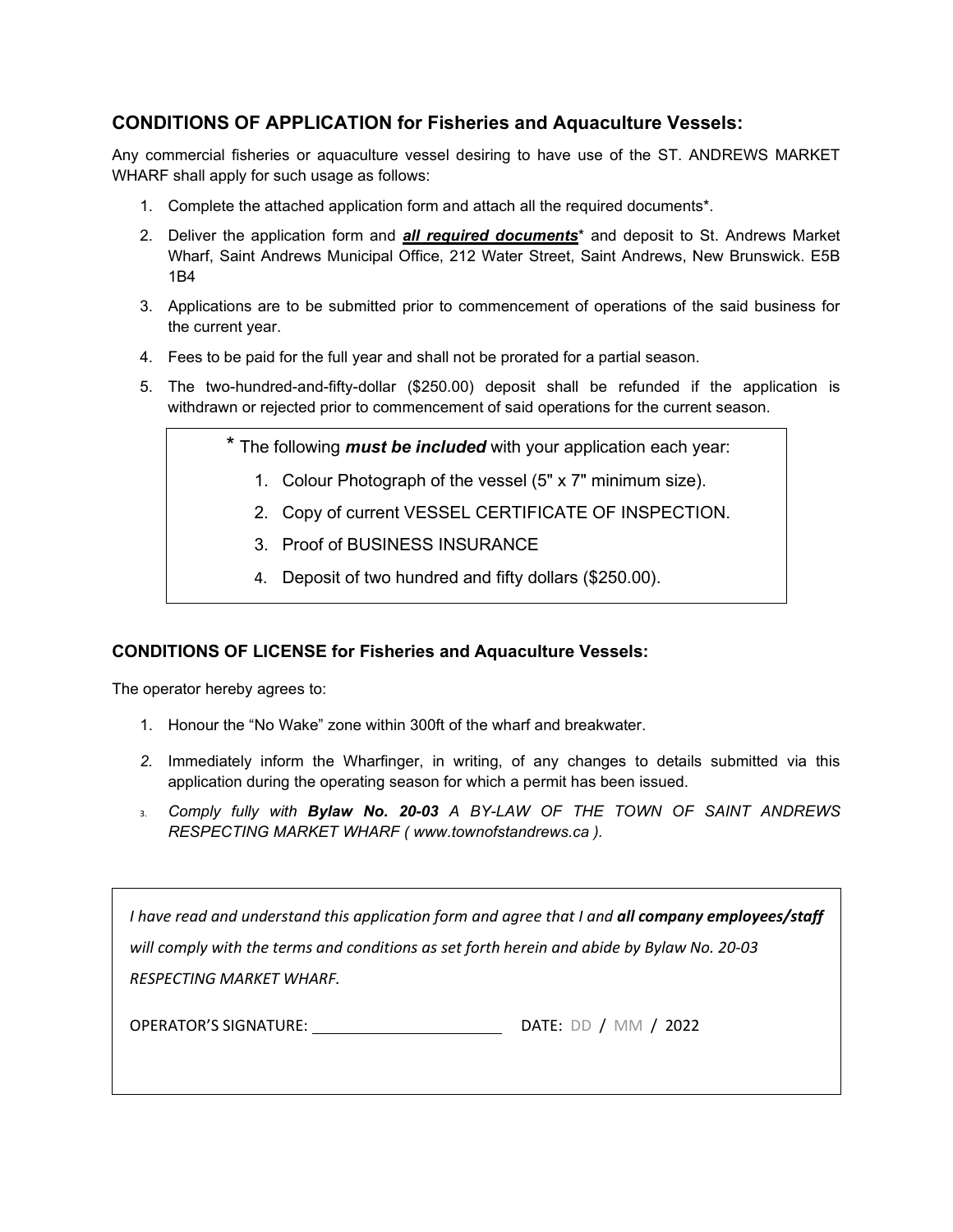## CONDITIONS OF APPLICATION for Fisheries and Aquaculture Vessels:

Any commercial fisheries or aquaculture vessel desiring to have use of the ST. ANDREWS MARKET WHARF shall apply for such usage as follows:

1. Complete the attached application form and attach all the required documents*.
2. Deliver the application form and ***all required documents**** and deposit to St. Andrews Market Wharf, Saint Andrews Municipal Office, 212 Water Street, Saint Andrews, New Brunswick. E5B 1B4
3. Applications are to be submitted prior to commencement of operations of the said business for the current year.
4. Fees to be paid for the full year and shall not be prorated for a partial season.
5. The two-hundred-and-fifty-dollar ($250.00) deposit shall be refunded if the application is withdrawn or rejected prior to commencement of said operations for the current season.

> \* The following ***must be included*** with your application each year:
>
> 1. Colour Photograph of the vessel (5" x 7" minimum size).
> 2. Copy of current VESSEL CERTIFICATE OF INSPECTION.
> 3. Proof of BUSINESS INSURANCE
> 4. Deposit of two hundred and fifty dollars ($250.00).

## CONDITIONS OF LICENSE for Fisheries and Aquaculture Vessels:

The operator hereby agrees to:

1. Honour the "No Wake" zone within 300ft of the wharf and breakwater.
2. Immediately inform the Wharfinger, in writing, of any changes to details submitted via this application during the operating season for which a permit has been issued.
3. *Comply fully with **Bylaw No. 20-03** A BY-LAW OF THE TOWN OF SAINT ANDREWS RESPECTING MARKET WHARF ( www.townofstandrews.ca ).*

*I have read and understand this application form and agree that I and **all company employees/staff** will comply with the terms and conditions as set forth herein and abide by Bylaw No. 20-03 RESPECTING MARKET WHARF.*

OPERATOR'S SIGNATURE: ______________________ DATE: DD / MM / 2022